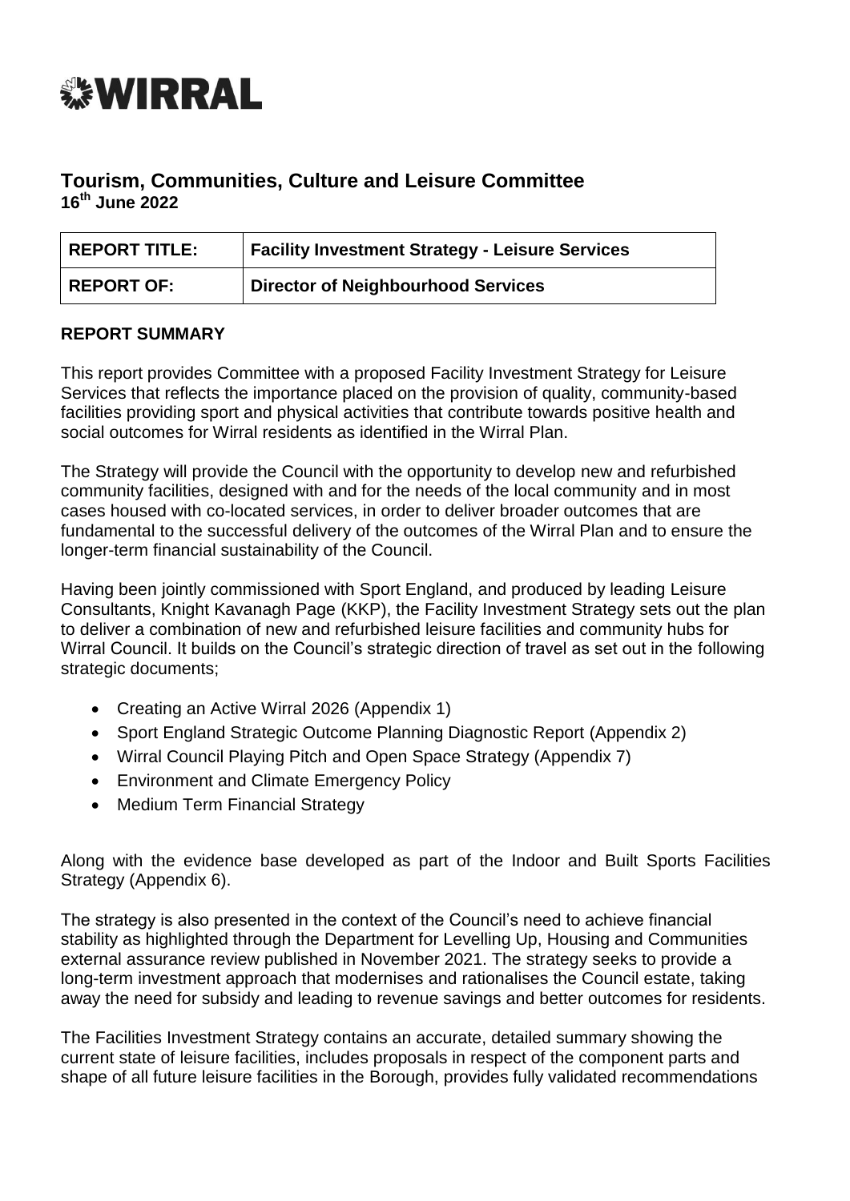# WIRRAL

## Tourism, Communities, Culture and Leisure Committee

**16th June 2022**

| REPORT TITLE: | Facility Investment Strategy - Leisure Services |
|---|---|
| REPORT OF: | Director of Neighbourhood Services |

**REPORT SUMMARY**

This report provides Committee with a proposed Facility Investment Strategy for Leisure Services that reflects the importance placed on the provision of quality, community-based facilities providing sport and physical activities that contribute towards positive health and social outcomes for Wirral residents as identified in the Wirral Plan.

The Strategy will provide the Council with the opportunity to develop new and refurbished community facilities, designed with and for the needs of the local community and in most cases housed with co-located services, in order to deliver broader outcomes that are fundamental to the successful delivery of the outcomes of the Wirral Plan and to ensure the longer-term financial sustainability of the Council.

Having been jointly commissioned with Sport England, and produced by leading Leisure Consultants, Knight Kavanagh Page (KKP), the Facility Investment Strategy sets out the plan to deliver a combination of new and refurbished leisure facilities and community hubs for Wirral Council. It builds on the Council's strategic direction of travel as set out in the following strategic documents;

- Creating an Active Wirral 2026 (Appendix 1)
- Sport England Strategic Outcome Planning Diagnostic Report (Appendix 2)
- Wirral Council Playing Pitch and Open Space Strategy (Appendix 7)
- Environment and Climate Emergency Policy
- Medium Term Financial Strategy

Along with the evidence base developed as part of the Indoor and Built Sports Facilities Strategy (Appendix 6).

The strategy is also presented in the context of the Council's need to achieve financial stability as highlighted through the Department for Levelling Up, Housing and Communities external assurance review published in November 2021. The strategy seeks to provide a long-term investment approach that modernises and rationalises the Council estate, taking away the need for subsidy and leading to revenue savings and better outcomes for residents.

The Facilities Investment Strategy contains an accurate, detailed summary showing the current state of leisure facilities, includes proposals in respect of the component parts and shape of all future leisure facilities in the Borough, provides fully validated recommendations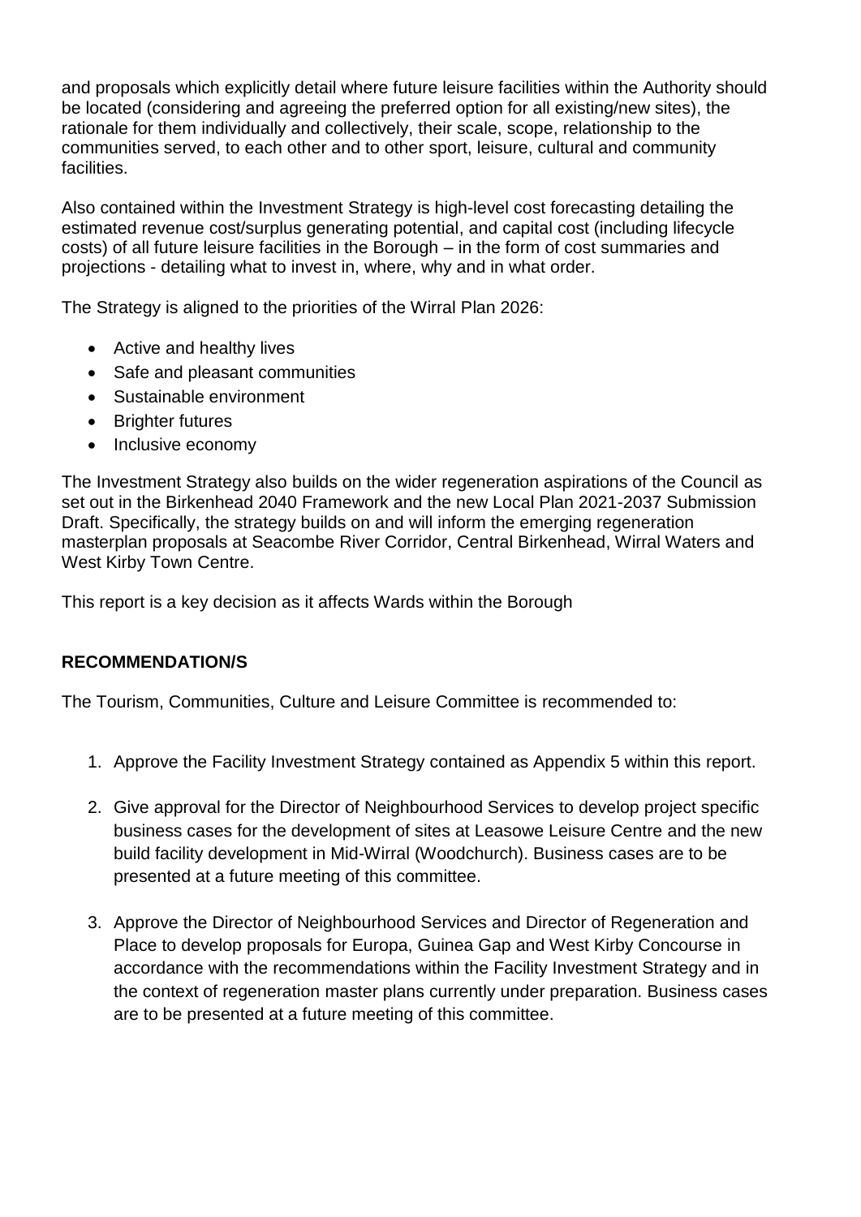and proposals which explicitly detail where future leisure facilities within the Authority should be located (considering and agreeing the preferred option for all existing/new sites), the rationale for them individually and collectively, their scale, scope, relationship to the communities served, to each other and to other sport, leisure, cultural and community facilities.

Also contained within the Investment Strategy is high-level cost forecasting detailing the estimated revenue cost/surplus generating potential, and capital cost (including lifecycle costs) of all future leisure facilities in the Borough – in the form of cost summaries and projections - detailing what to invest in, where, why and in what order.

The Strategy is aligned to the priorities of the Wirral Plan 2026:

- Active and healthy lives
- Safe and pleasant communities
- Sustainable environment
- Brighter futures
- Inclusive economy

The Investment Strategy also builds on the wider regeneration aspirations of the Council as set out in the Birkenhead 2040 Framework and the new Local Plan 2021-2037 Submission Draft. Specifically, the strategy builds on and will inform the emerging regeneration masterplan proposals at Seacombe River Corridor, Central Birkenhead, Wirral Waters and West Kirby Town Centre.

This report is a key decision as it affects Wards within the Borough

**RECOMMENDATION/S**

The Tourism, Communities, Culture and Leisure Committee is recommended to:

1. Approve the Facility Investment Strategy contained as Appendix 5 within this report.
2. Give approval for the Director of Neighbourhood Services to develop project specific business cases for the development of sites at Leasowe Leisure Centre and the new build facility development in Mid-Wirral (Woodchurch). Business cases are to be presented at a future meeting of this committee.
3. Approve the Director of Neighbourhood Services and Director of Regeneration and Place to develop proposals for Europa, Guinea Gap and West Kirby Concourse in accordance with the recommendations within the Facility Investment Strategy and in the context of regeneration master plans currently under preparation. Business cases are to be presented at a future meeting of this committee.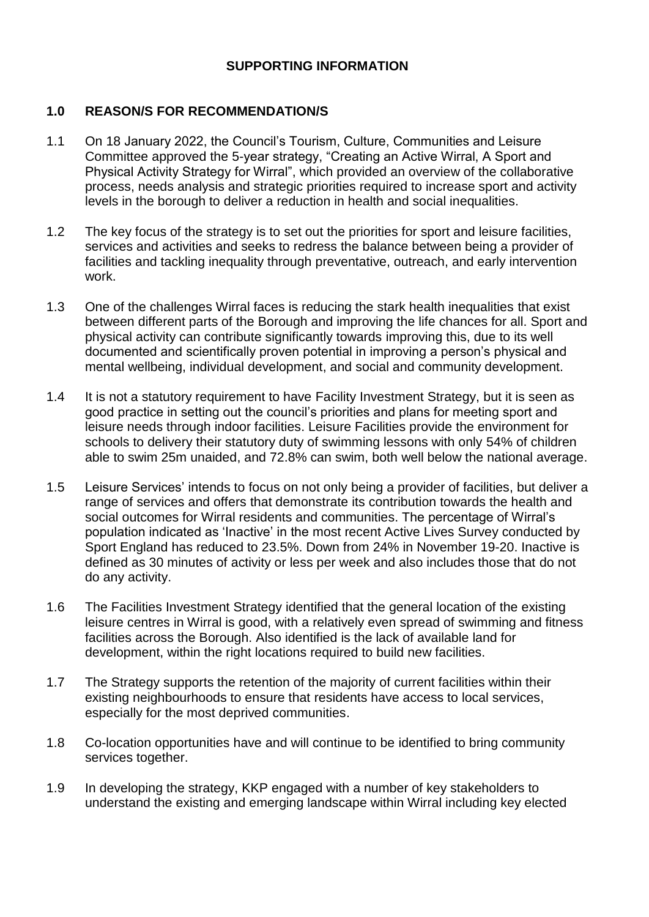## SUPPORTING INFORMATION

### 1.0 REASON/S FOR RECOMMENDATION/S

1.1 On 18 January 2022, the Council's Tourism, Culture, Communities and Leisure Committee approved the 5-year strategy, "Creating an Active Wirral, A Sport and Physical Activity Strategy for Wirral", which provided an overview of the collaborative process, needs analysis and strategic priorities required to increase sport and activity levels in the borough to deliver a reduction in health and social inequalities.

1.2 The key focus of the strategy is to set out the priorities for sport and leisure facilities, services and activities and seeks to redress the balance between being a provider of facilities and tackling inequality through preventative, outreach, and early intervention work.

1.3 One of the challenges Wirral faces is reducing the stark health inequalities that exist between different parts of the Borough and improving the life chances for all. Sport and physical activity can contribute significantly towards improving this, due to its well documented and scientifically proven potential in improving a person's physical and mental wellbeing, individual development, and social and community development.

1.4 It is not a statutory requirement to have Facility Investment Strategy, but it is seen as good practice in setting out the council's priorities and plans for meeting sport and leisure needs through indoor facilities. Leisure Facilities provide the environment for schools to delivery their statutory duty of swimming lessons with only 54% of children able to swim 25m unaided, and 72.8% can swim, both well below the national average.

1.5 Leisure Services' intends to focus on not only being a provider of facilities, but deliver a range of services and offers that demonstrate its contribution towards the health and social outcomes for Wirral residents and communities. The percentage of Wirral's population indicated as 'Inactive' in the most recent Active Lives Survey conducted by Sport England has reduced to 23.5%. Down from 24% in November 19-20. Inactive is defined as 30 minutes of activity or less per week and also includes those that do not do any activity.

1.6 The Facilities Investment Strategy identified that the general location of the existing leisure centres in Wirral is good, with a relatively even spread of swimming and fitness facilities across the Borough. Also identified is the lack of available land for development, within the right locations required to build new facilities.

1.7 The Strategy supports the retention of the majority of current facilities within their existing neighbourhoods to ensure that residents have access to local services, especially for the most deprived communities.

1.8 Co-location opportunities have and will continue to be identified to bring community services together.

1.9 In developing the strategy, KKP engaged with a number of key stakeholders to understand the existing and emerging landscape within Wirral including key elected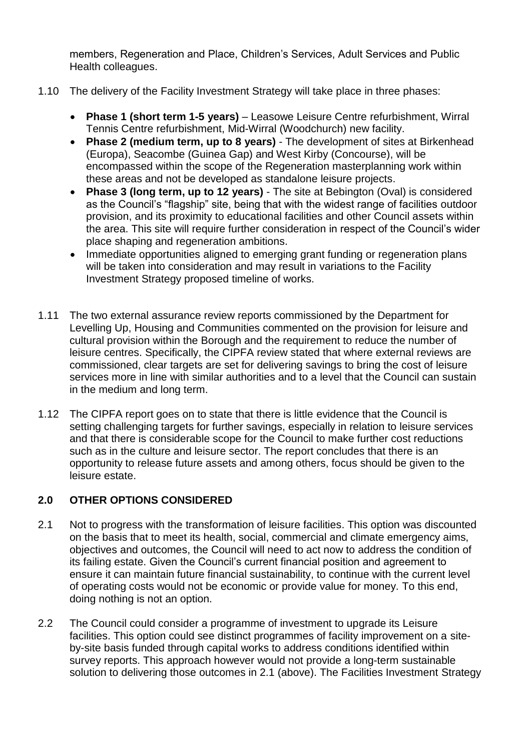members, Regeneration and Place, Children's Services, Adult Services and Public Health colleagues.

1.10 The delivery of the Facility Investment Strategy will take place in three phases:

- **Phase 1 (short term 1-5 years)** – Leasowe Leisure Centre refurbishment, Wirral Tennis Centre refurbishment, Mid-Wirral (Woodchurch) new facility.
- **Phase 2 (medium term, up to 8 years)** - The development of sites at Birkenhead (Europa), Seacombe (Guinea Gap) and West Kirby (Concourse), will be encompassed within the scope of the Regeneration masterplanning work within these areas and not be developed as standalone leisure projects.
- **Phase 3 (long term, up to 12 years)** - The site at Bebington (Oval) is considered as the Council's "flagship" site, being that with the widest range of facilities outdoor provision, and its proximity to educational facilities and other Council assets within the area. This site will require further consideration in respect of the Council's wider place shaping and regeneration ambitions.
- Immediate opportunities aligned to emerging grant funding or regeneration plans will be taken into consideration and may result in variations to the Facility Investment Strategy proposed timeline of works.

1.11 The two external assurance review reports commissioned by the Department for Levelling Up, Housing and Communities commented on the provision for leisure and cultural provision within the Borough and the requirement to reduce the number of leisure centres. Specifically, the CIPFA review stated that where external reviews are commissioned, clear targets are set for delivering savings to bring the cost of leisure services more in line with similar authorities and to a level that the Council can sustain in the medium and long term.

1.12 The CIPFA report goes on to state that there is little evidence that the Council is setting challenging targets for further savings, especially in relation to leisure services and that there is considerable scope for the Council to make further cost reductions such as in the culture and leisure sector. The report concludes that there is an opportunity to release future assets and among others, focus should be given to the leisure estate.

## 2.0 OTHER OPTIONS CONSIDERED

2.1 Not to progress with the transformation of leisure facilities. This option was discounted on the basis that to meet its health, social, commercial and climate emergency aims, objectives and outcomes, the Council will need to act now to address the condition of its failing estate. Given the Council's current financial position and agreement to ensure it can maintain future financial sustainability, to continue with the current level of operating costs would not be economic or provide value for money. To this end, doing nothing is not an option.

2.2 The Council could consider a programme of investment to upgrade its Leisure facilities. This option could see distinct programmes of facility improvement on a site-by-site basis funded through capital works to address conditions identified within survey reports. This approach however would not provide a long-term sustainable solution to delivering those outcomes in 2.1 (above). The Facilities Investment Strategy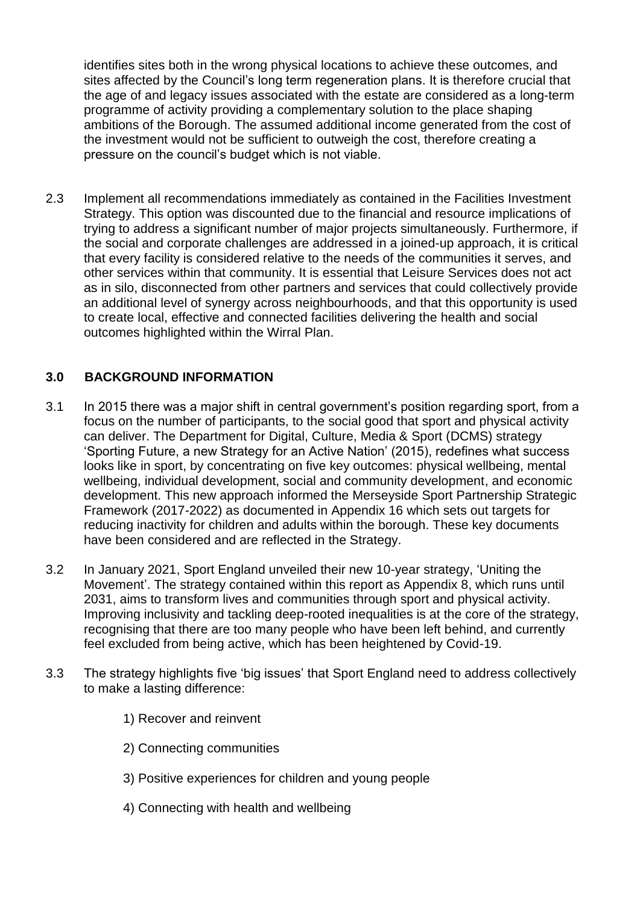identifies sites both in the wrong physical locations to achieve these outcomes, and sites affected by the Council's long term regeneration plans. It is therefore crucial that the age of and legacy issues associated with the estate are considered as a long-term programme of activity providing a complementary solution to the place shaping ambitions of the Borough. The assumed additional income generated from the cost of the investment would not be sufficient to outweigh the cost, therefore creating a pressure on the council's budget which is not viable.

2.3 Implement all recommendations immediately as contained in the Facilities Investment Strategy. This option was discounted due to the financial and resource implications of trying to address a significant number of major projects simultaneously. Furthermore, if the social and corporate challenges are addressed in a joined-up approach, it is critical that every facility is considered relative to the needs of the communities it serves, and other services within that community. It is essential that Leisure Services does not act as in silo, disconnected from other partners and services that could collectively provide an additional level of synergy across neighbourhoods, and that this opportunity is used to create local, effective and connected facilities delivering the health and social outcomes highlighted within the Wirral Plan.

## 3.0 BACKGROUND INFORMATION

3.1 In 2015 there was a major shift in central government's position regarding sport, from a focus on the number of participants, to the social good that sport and physical activity can deliver. The Department for Digital, Culture, Media & Sport (DCMS) strategy 'Sporting Future, a new Strategy for an Active Nation' (2015), redefines what success looks like in sport, by concentrating on five key outcomes: physical wellbeing, mental wellbeing, individual development, social and community development, and economic development. This new approach informed the Merseyside Sport Partnership Strategic Framework (2017-2022) as documented in Appendix 16 which sets out targets for reducing inactivity for children and adults within the borough. These key documents have been considered and are reflected in the Strategy.

3.2 In January 2021, Sport England unveiled their new 10-year strategy, 'Uniting the Movement'. The strategy contained within this report as Appendix 8, which runs until 2031, aims to transform lives and communities through sport and physical activity. Improving inclusivity and tackling deep-rooted inequalities is at the core of the strategy, recognising that there are too many people who have been left behind, and currently feel excluded from being active, which has been heightened by Covid-19.

3.3 The strategy highlights five 'big issues' that Sport England need to address collectively to make a lasting difference:

1) Recover and reinvent
2) Connecting communities
3) Positive experiences for children and young people
4) Connecting with health and wellbeing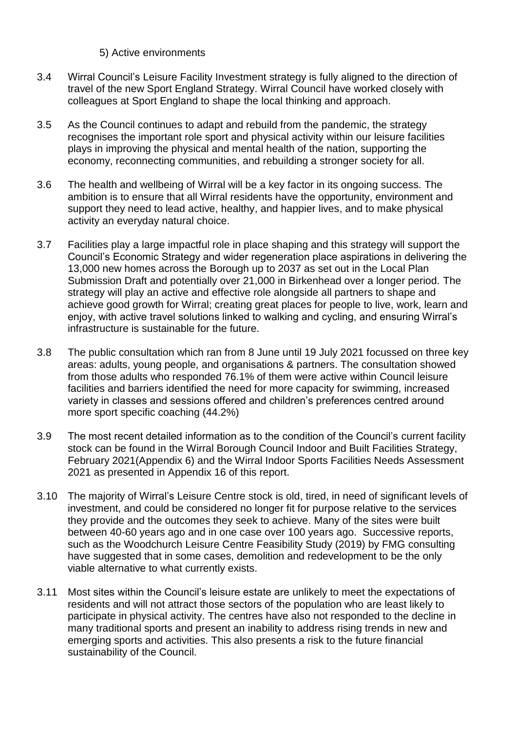5) Active environments

3.4 Wirral Council's Leisure Facility Investment strategy is fully aligned to the direction of travel of the new Sport England Strategy. Wirral Council have worked closely with colleagues at Sport England to shape the local thinking and approach.

3.5 As the Council continues to adapt and rebuild from the pandemic, the strategy recognises the important role sport and physical activity within our leisure facilities plays in improving the physical and mental health of the nation, supporting the economy, reconnecting communities, and rebuilding a stronger society for all.

3.6 The health and wellbeing of Wirral will be a key factor in its ongoing success. The ambition is to ensure that all Wirral residents have the opportunity, environment and support they need to lead active, healthy, and happier lives, and to make physical activity an everyday natural choice.

3.7 Facilities play a large impactful role in place shaping and this strategy will support the Council's Economic Strategy and wider regeneration place aspirations in delivering the 13,000 new homes across the Borough up to 2037 as set out in the Local Plan Submission Draft and potentially over 21,000 in Birkenhead over a longer period. The strategy will play an active and effective role alongside all partners to shape and achieve good growth for Wirral; creating great places for people to live, work, learn and enjoy, with active travel solutions linked to walking and cycling, and ensuring Wirral's infrastructure is sustainable for the future.

3.8 The public consultation which ran from 8 June until 19 July 2021 focussed on three key areas: adults, young people, and organisations & partners. The consultation showed from those adults who responded 76.1% of them were active within Council leisure facilities and barriers identified the need for more capacity for swimming, increased variety in classes and sessions offered and children's preferences centred around more sport specific coaching (44.2%)

3.9 The most recent detailed information as to the condition of the Council's current facility stock can be found in the Wirral Borough Council Indoor and Built Facilities Strategy, February 2021(Appendix 6) and the Wirral Indoor Sports Facilities Needs Assessment 2021 as presented in Appendix 16 of this report.

3.10 The majority of Wirral's Leisure Centre stock is old, tired, in need of significant levels of investment, and could be considered no longer fit for purpose relative to the services they provide and the outcomes they seek to achieve. Many of the sites were built between 40-60 years ago and in one case over 100 years ago. Successive reports, such as the Woodchurch Leisure Centre Feasibility Study (2019) by FMG consulting have suggested that in some cases, demolition and redevelopment to be the only viable alternative to what currently exists.

3.11 Most sites within the Council's leisure estate are unlikely to meet the expectations of residents and will not attract those sectors of the population who are least likely to participate in physical activity. The centres have also not responded to the decline in many traditional sports and present an inability to address rising trends in new and emerging sports and activities. This also presents a risk to the future financial sustainability of the Council.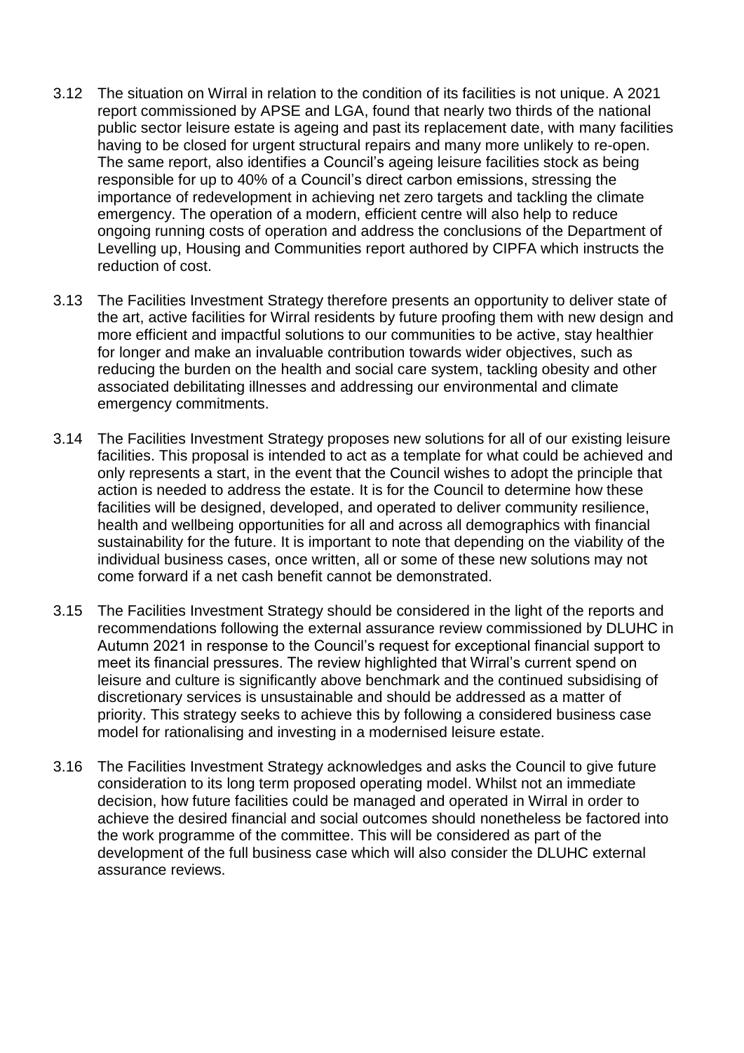3.12 The situation on Wirral in relation to the condition of its facilities is not unique. A 2021 report commissioned by APSE and LGA, found that nearly two thirds of the national public sector leisure estate is ageing and past its replacement date, with many facilities having to be closed for urgent structural repairs and many more unlikely to re-open. The same report, also identifies a Council's ageing leisure facilities stock as being responsible for up to 40% of a Council's direct carbon emissions, stressing the importance of redevelopment in achieving net zero targets and tackling the climate emergency. The operation of a modern, efficient centre will also help to reduce ongoing running costs of operation and address the conclusions of the Department of Levelling up, Housing and Communities report authored by CIPFA which instructs the reduction of cost.

3.13 The Facilities Investment Strategy therefore presents an opportunity to deliver state of the art, active facilities for Wirral residents by future proofing them with new design and more efficient and impactful solutions to our communities to be active, stay healthier for longer and make an invaluable contribution towards wider objectives, such as reducing the burden on the health and social care system, tackling obesity and other associated debilitating illnesses and addressing our environmental and climate emergency commitments.

3.14 The Facilities Investment Strategy proposes new solutions for all of our existing leisure facilities. This proposal is intended to act as a template for what could be achieved and only represents a start, in the event that the Council wishes to adopt the principle that action is needed to address the estate. It is for the Council to determine how these facilities will be designed, developed, and operated to deliver community resilience, health and wellbeing opportunities for all and across all demographics with financial sustainability for the future. It is important to note that depending on the viability of the individual business cases, once written, all or some of these new solutions may not come forward if a net cash benefit cannot be demonstrated.

3.15 The Facilities Investment Strategy should be considered in the light of the reports and recommendations following the external assurance review commissioned by DLUHC in Autumn 2021 in response to the Council's request for exceptional financial support to meet its financial pressures. The review highlighted that Wirral's current spend on leisure and culture is significantly above benchmark and the continued subsidising of discretionary services is unsustainable and should be addressed as a matter of priority. This strategy seeks to achieve this by following a considered business case model for rationalising and investing in a modernised leisure estate.

3.16 The Facilities Investment Strategy acknowledges and asks the Council to give future consideration to its long term proposed operating model. Whilst not an immediate decision, how future facilities could be managed and operated in Wirral in order to achieve the desired financial and social outcomes should nonetheless be factored into the work programme of the committee. This will be considered as part of the development of the full business case which will also consider the DLUHC external assurance reviews.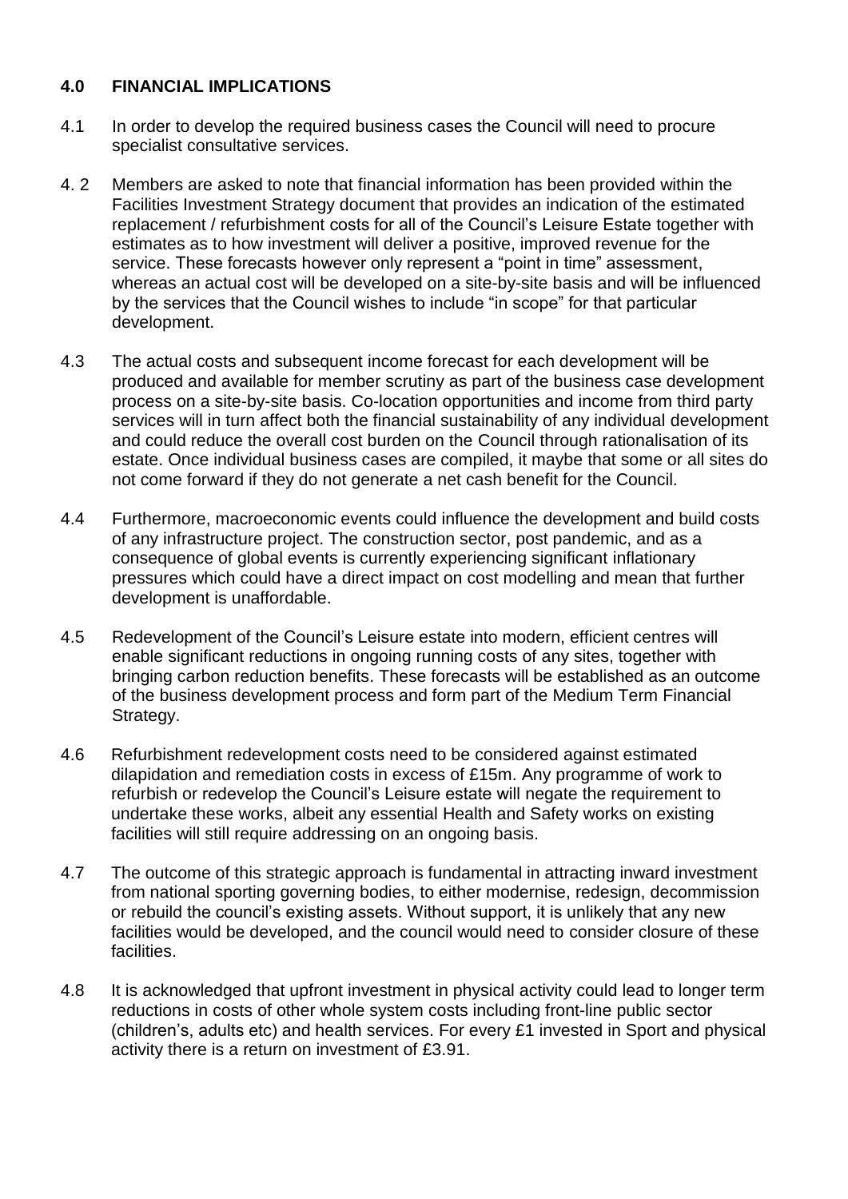## 4.0 FINANCIAL IMPLICATIONS

4.1 In order to develop the required business cases the Council will need to procure specialist consultative services.

4. 2 Members are asked to note that financial information has been provided within the Facilities Investment Strategy document that provides an indication of the estimated replacement / refurbishment costs for all of the Council's Leisure Estate together with estimates as to how investment will deliver a positive, improved revenue for the service. These forecasts however only represent a "point in time" assessment, whereas an actual cost will be developed on a site-by-site basis and will be influenced by the services that the Council wishes to include "in scope" for that particular development.

4.3 The actual costs and subsequent income forecast for each development will be produced and available for member scrutiny as part of the business case development process on a site-by-site basis. Co-location opportunities and income from third party services will in turn affect both the financial sustainability of any individual development and could reduce the overall cost burden on the Council through rationalisation of its estate. Once individual business cases are compiled, it maybe that some or all sites do not come forward if they do not generate a net cash benefit for the Council.

4.4 Furthermore, macroeconomic events could influence the development and build costs of any infrastructure project. The construction sector, post pandemic, and as a consequence of global events is currently experiencing significant inflationary pressures which could have a direct impact on cost modelling and mean that further development is unaffordable.

4.5 Redevelopment of the Council's Leisure estate into modern, efficient centres will enable significant reductions in ongoing running costs of any sites, together with bringing carbon reduction benefits. These forecasts will be established as an outcome of the business development process and form part of the Medium Term Financial Strategy.

4.6 Refurbishment redevelopment costs need to be considered against estimated dilapidation and remediation costs in excess of £15m. Any programme of work to refurbish or redevelop the Council's Leisure estate will negate the requirement to undertake these works, albeit any essential Health and Safety works on existing facilities will still require addressing on an ongoing basis.

4.7 The outcome of this strategic approach is fundamental in attracting inward investment from national sporting governing bodies, to either modernise, redesign, decommission or rebuild the council's existing assets. Without support, it is unlikely that any new facilities would be developed, and the council would need to consider closure of these facilities.

4.8 It is acknowledged that upfront investment in physical activity could lead to longer term reductions in costs of other whole system costs including front-line public sector (children's, adults etc) and health services. For every £1 invested in Sport and physical activity there is a return on investment of £3.91.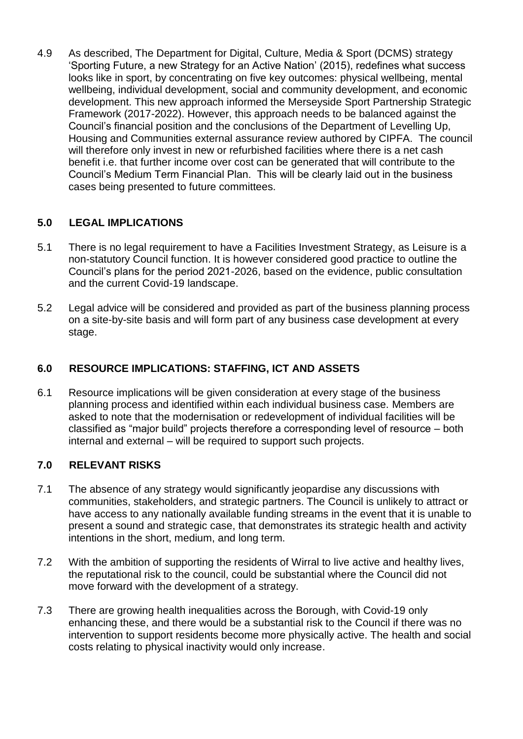4.9 As described, The Department for Digital, Culture, Media & Sport (DCMS) strategy 'Sporting Future, a new Strategy for an Active Nation' (2015), redefines what success looks like in sport, by concentrating on five key outcomes: physical wellbeing, mental wellbeing, individual development, social and community development, and economic development. This new approach informed the Merseyside Sport Partnership Strategic Framework (2017-2022). However, this approach needs to be balanced against the Council's financial position and the conclusions of the Department of Levelling Up, Housing and Communities external assurance review authored by CIPFA. The council will therefore only invest in new or refurbished facilities where there is a net cash benefit i.e. that further income over cost can be generated that will contribute to the Council's Medium Term Financial Plan. This will be clearly laid out in the business cases being presented to future committees.

## 5.0 LEGAL IMPLICATIONS

5.1 There is no legal requirement to have a Facilities Investment Strategy, as Leisure is a non-statutory Council function. It is however considered good practice to outline the Council's plans for the period 2021-2026, based on the evidence, public consultation and the current Covid-19 landscape.

5.2 Legal advice will be considered and provided as part of the business planning process on a site-by-site basis and will form part of any business case development at every stage.

## 6.0 RESOURCE IMPLICATIONS: STAFFING, ICT AND ASSETS

6.1 Resource implications will be given consideration at every stage of the business planning process and identified within each individual business case. Members are asked to note that the modernisation or redevelopment of individual facilities will be classified as "major build" projects therefore a corresponding level of resource – both internal and external – will be required to support such projects.

## 7.0 RELEVANT RISKS

7.1 The absence of any strategy would significantly jeopardise any discussions with communities, stakeholders, and strategic partners. The Council is unlikely to attract or have access to any nationally available funding streams in the event that it is unable to present a sound and strategic case, that demonstrates its strategic health and activity intentions in the short, medium, and long term.

7.2 With the ambition of supporting the residents of Wirral to live active and healthy lives, the reputational risk to the council, could be substantial where the Council did not move forward with the development of a strategy.

7.3 There are growing health inequalities across the Borough, with Covid-19 only enhancing these, and there would be a substantial risk to the Council if there was no intervention to support residents become more physically active. The health and social costs relating to physical inactivity would only increase.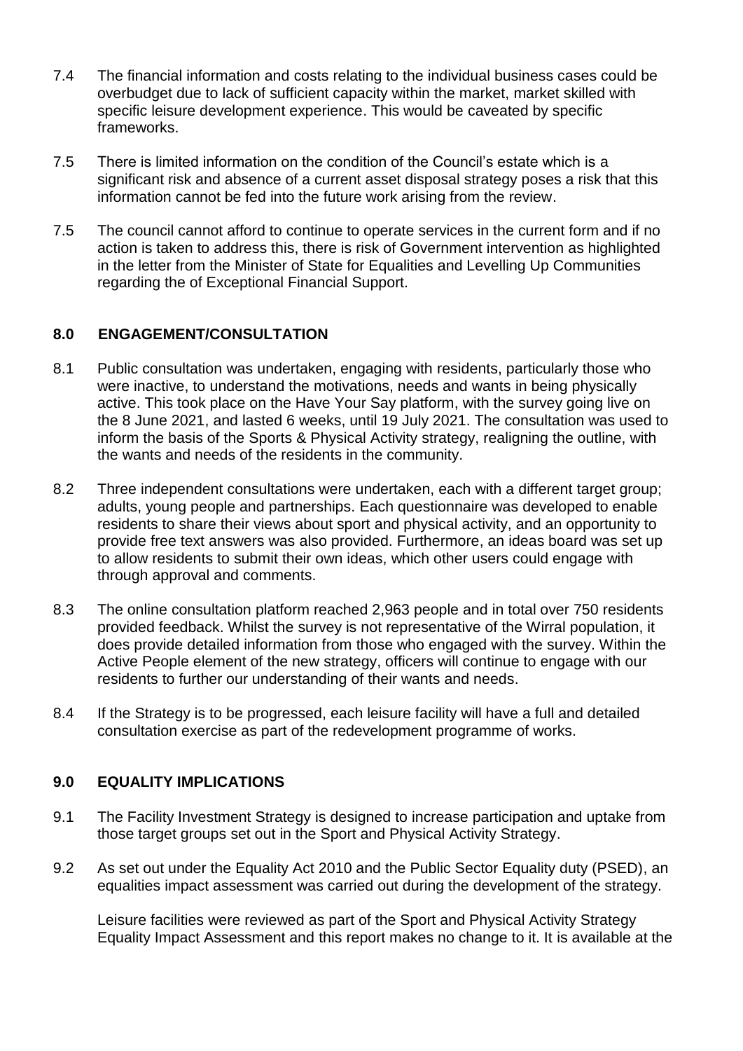7.4 The financial information and costs relating to the individual business cases could be overbudget due to lack of sufficient capacity within the market, market skilled with specific leisure development experience. This would be caveated by specific frameworks.

7.5 There is limited information on the condition of the Council's estate which is a significant risk and absence of a current asset disposal strategy poses a risk that this information cannot be fed into the future work arising from the review.

7.5 The council cannot afford to continue to operate services in the current form and if no action is taken to address this, there is risk of Government intervention as highlighted in the letter from the Minister of State for Equalities and Levelling Up Communities regarding the of Exceptional Financial Support.

## 8.0 ENGAGEMENT/CONSULTATION

8.1 Public consultation was undertaken, engaging with residents, particularly those who were inactive, to understand the motivations, needs and wants in being physically active. This took place on the Have Your Say platform, with the survey going live on the 8 June 2021, and lasted 6 weeks, until 19 July 2021. The consultation was used to inform the basis of the Sports & Physical Activity strategy, realigning the outline, with the wants and needs of the residents in the community.

8.2 Three independent consultations were undertaken, each with a different target group; adults, young people and partnerships. Each questionnaire was developed to enable residents to share their views about sport and physical activity, and an opportunity to provide free text answers was also provided. Furthermore, an ideas board was set up to allow residents to submit their own ideas, which other users could engage with through approval and comments.

8.3 The online consultation platform reached 2,963 people and in total over 750 residents provided feedback. Whilst the survey is not representative of the Wirral population, it does provide detailed information from those who engaged with the survey. Within the Active People element of the new strategy, officers will continue to engage with our residents to further our understanding of their wants and needs.

8.4 If the Strategy is to be progressed, each leisure facility will have a full and detailed consultation exercise as part of the redevelopment programme of works.

## 9.0 EQUALITY IMPLICATIONS

9.1 The Facility Investment Strategy is designed to increase participation and uptake from those target groups set out in the Sport and Physical Activity Strategy.

9.2 As set out under the Equality Act 2010 and the Public Sector Equality duty (PSED), an equalities impact assessment was carried out during the development of the strategy.

Leisure facilities were reviewed as part of the Sport and Physical Activity Strategy Equality Impact Assessment and this report makes no change to it. It is available at the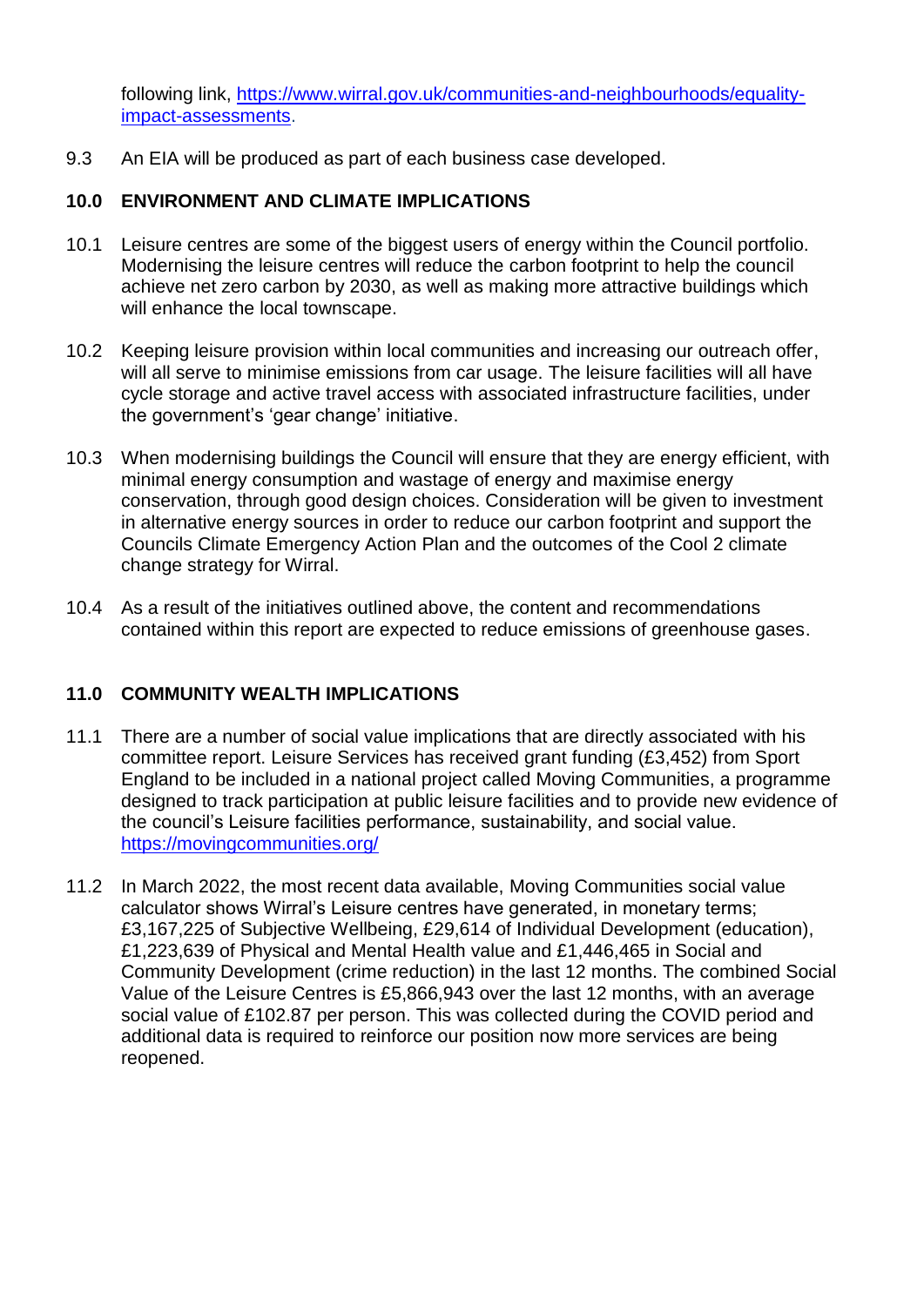following link, [https://www.wirral.gov.uk/communities-and-neighbourhoods/equality-impact-assessments](https://www.wirral.gov.uk/communities-and-neighbourhoods/equality-impact-assessments).

9.3 An EIA will be produced as part of each business case developed.

## 10.0 ENVIRONMENT AND CLIMATE IMPLICATIONS

10.1 Leisure centres are some of the biggest users of energy within the Council portfolio. Modernising the leisure centres will reduce the carbon footprint to help the council achieve net zero carbon by 2030, as well as making more attractive buildings which will enhance the local townscape.

10.2 Keeping leisure provision within local communities and increasing our outreach offer, will all serve to minimise emissions from car usage. The leisure facilities will all have cycle storage and active travel access with associated infrastructure facilities, under the government's 'gear change' initiative.

10.3 When modernising buildings the Council will ensure that they are energy efficient, with minimal energy consumption and wastage of energy and maximise energy conservation, through good design choices. Consideration will be given to investment in alternative energy sources in order to reduce our carbon footprint and support the Councils Climate Emergency Action Plan and the outcomes of the Cool 2 climate change strategy for Wirral.

10.4 As a result of the initiatives outlined above, the content and recommendations contained within this report are expected to reduce emissions of greenhouse gases.

## 11.0 COMMUNITY WEALTH IMPLICATIONS

11.1 There are a number of social value implications that are directly associated with his committee report. Leisure Services has received grant funding (£3,452) from Sport England to be included in a national project called Moving Communities, a programme designed to track participation at public leisure facilities and to provide new evidence of the council's Leisure facilities performance, sustainability, and social value. [https://movingcommunities.org/](https://movingcommunities.org/)

11.2 In March 2022, the most recent data available, Moving Communities social value calculator shows Wirral's Leisure centres have generated, in monetary terms; £3,167,225 of Subjective Wellbeing, £29,614 of Individual Development (education), £1,223,639 of Physical and Mental Health value and £1,446,465 in Social and Community Development (crime reduction) in the last 12 months. The combined Social Value of the Leisure Centres is £5,866,943 over the last 12 months, with an average social value of £102.87 per person. This was collected during the COVID period and additional data is required to reinforce our position now more services are being reopened.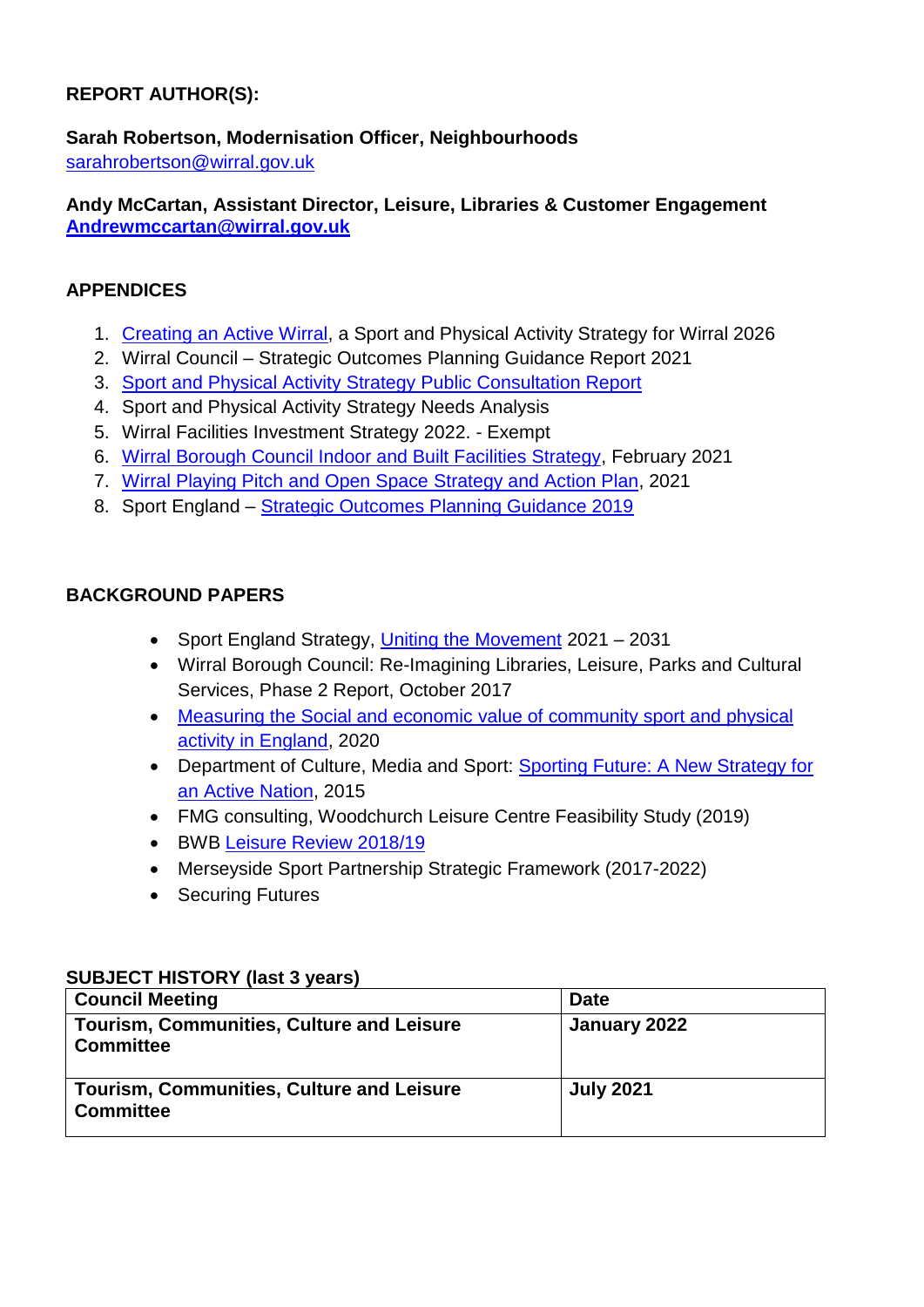**REPORT AUTHOR(S):**

**Sarah Robertson, Modernisation Officer, Neighbourhoods**
sarahrobertson@wirral.gov.uk

**Andy McCartan, Assistant Director, Leisure, Libraries & Customer Engagement**
**Andrewmccartan@wirral.gov.uk**

**APPENDICES**

1. Creating an Active Wirral, a Sport and Physical Activity Strategy for Wirral 2026
2. Wirral Council – Strategic Outcomes Planning Guidance Report 2021
3. Sport and Physical Activity Strategy Public Consultation Report
4. Sport and Physical Activity Strategy Needs Analysis
5. Wirral Facilities Investment Strategy 2022. - Exempt
6. Wirral Borough Council Indoor and Built Facilities Strategy, February 2021
7. Wirral Playing Pitch and Open Space Strategy and Action Plan, 2021
8. Sport England – Strategic Outcomes Planning Guidance 2019

**BACKGROUND PAPERS**

- Sport England Strategy, Uniting the Movement 2021 – 2031
- Wirral Borough Council: Re-Imagining Libraries, Leisure, Parks and Cultural Services, Phase 2 Report, October 2017
- Measuring the Social and economic value of community sport and physical activity in England, 2020
- Department of Culture, Media and Sport: Sporting Future: A New Strategy for an Active Nation, 2015
- FMG consulting, Woodchurch Leisure Centre Feasibility Study (2019)
- BWB Leisure Review 2018/19
- Merseyside Sport Partnership Strategic Framework (2017-2022)
- Securing Futures

**SUBJECT HISTORY (last 3 years)**

| Council Meeting | Date |
|---|---|
| **Tourism, Communities, Culture and Leisure Committee** | **January 2022** |
| **Tourism, Communities, Culture and Leisure Committee** | **July 2021** |